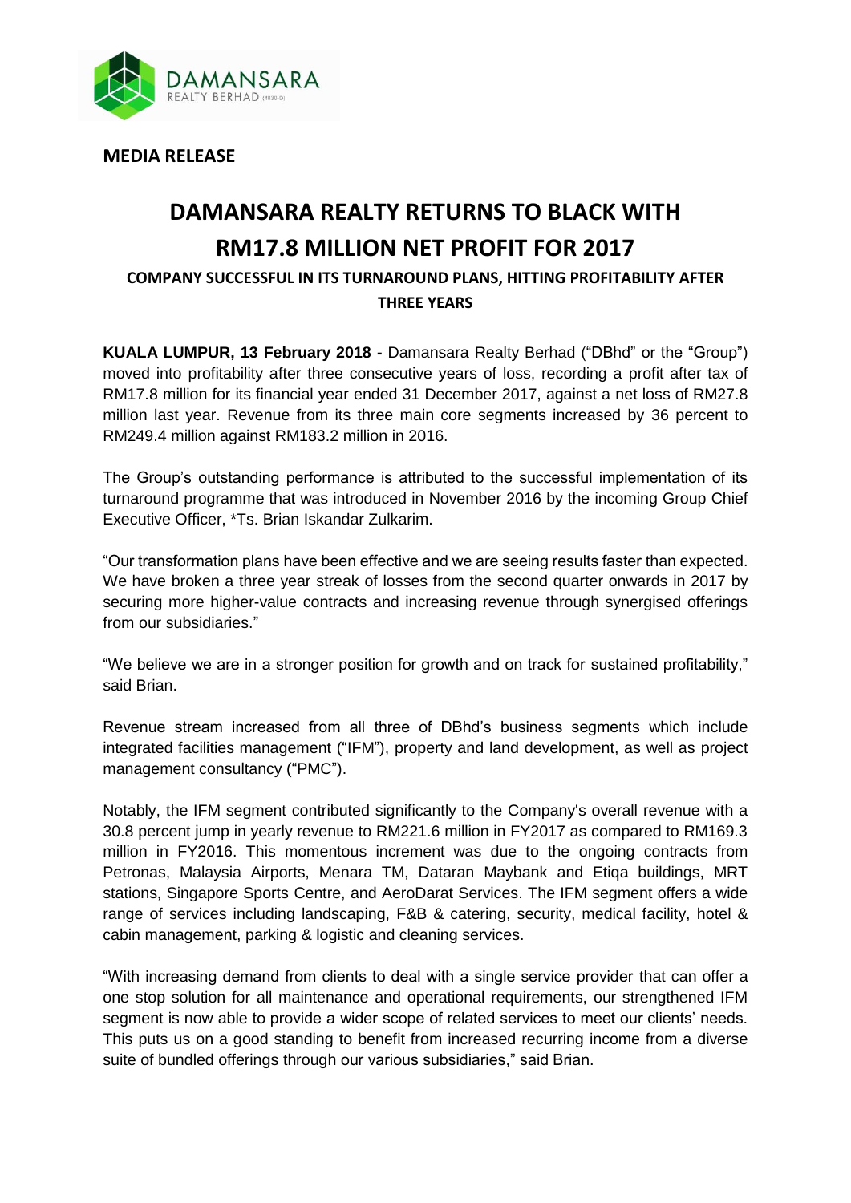**MEDIA RELEASE**

# DAMANSARA REALTY RETURNS TO BLACK WITH RM17.8 MILLION NET PROFIT FOR 2017

### COMPANY SUCCESSFUL IN ITS TURNAROUND PLANS, HITTING PROFITABILITY AFTER THREE YEARS

**KUALA LUMPUR, 13 February 2018 -** Damansara Realty Berhad ("DBhd" or the "Group") moved into profitability after three consecutive years of loss, recording a profit after tax of RM17.8 million for its financial year ended 31 December 2017, against a net loss of RM27.8 million last year. Revenue from its three main core segments increased by 36 percent to RM249.4 million against RM183.2 million in 2016.

The Group's outstanding performance is attributed to the successful implementation of its turnaround programme that was introduced in November 2016 by the incoming Group Chief Executive Officer, *Ts. Brian Iskandar Zulkarim.

"Our transformation plans have been effective and we are seeing results faster than expected. We have broken a three year streak of losses from the second quarter onwards in 2017 by securing more higher-value contracts and increasing revenue through synergised offerings from our subsidiaries."

"We believe we are in a stronger position for growth and on track for sustained profitability," said Brian.

Revenue stream increased from all three of DBhd's business segments which include integrated facilities management ("IFM"), property and land development, as well as project management consultancy ("PMC").

Notably, the IFM segment contributed significantly to the Company's overall revenue with a 30.8 percent jump in yearly revenue to RM221.6 million in FY2017 as compared to RM169.3 million in FY2016. This momentous increment was due to the ongoing contracts from Petronas, Malaysia Airports, Menara TM, Dataran Maybank and Etiqa buildings, MRT stations, Singapore Sports Centre, and AeroDarat Services. The IFM segment offers a wide range of services including landscaping, F&B & catering, security, medical facility, hotel & cabin management, parking & logistic and cleaning services.

"With increasing demand from clients to deal with a single service provider that can offer a one stop solution for all maintenance and operational requirements, our strengthened IFM segment is now able to provide a wider scope of related services to meet our clients' needs. This puts us on a good standing to benefit from increased recurring income from a diverse suite of bundled offerings through our various subsidiaries," said Brian.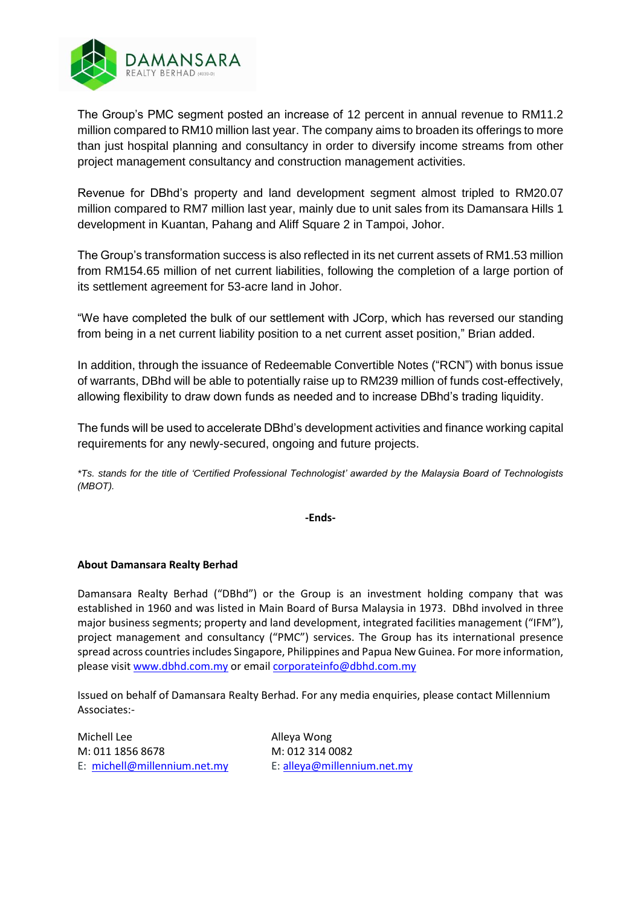The Group's PMC segment posted an increase of 12 percent in annual revenue to RM11.2 million compared to RM10 million last year. The company aims to broaden its offerings to more than just hospital planning and consultancy in order to diversify income streams from other project management consultancy and construction management activities.

Revenue for DBhd's property and land development segment almost tripled to RM20.07 million compared to RM7 million last year, mainly due to unit sales from its Damansara Hills 1 development in Kuantan, Pahang and Aliff Square 2 in Tampoi, Johor.

The Group's transformation success is also reflected in its net current assets of RM1.53 million from RM154.65 million of net current liabilities, following the completion of a large portion of its settlement agreement for 53-acre land in Johor.

"We have completed the bulk of our settlement with JCorp, which has reversed our standing from being in a net current liability position to a net current asset position," Brian added.

In addition, through the issuance of Redeemable Convertible Notes ("RCN") with bonus issue of warrants, DBhd will be able to potentially raise up to RM239 million of funds cost-effectively, allowing flexibility to draw down funds as needed and to increase DBhd's trading liquidity.

The funds will be used to accelerate DBhd's development activities and finance working capital requirements for any newly-secured, ongoing and future projects.

*\*Ts. stands for the title of 'Certified Professional Technologist' awarded by the Malaysia Board of Technologists (MBOT).*

**-Ends-**

**About Damansara Realty Berhad**

Damansara Realty Berhad ("DBhd") or the Group is an investment holding company that was established in 1960 and was listed in Main Board of Bursa Malaysia in 1973. DBhd involved in three major business segments; property and land development, integrated facilities management ("IFM"), project management and consultancy ("PMC") services. The Group has its international presence spread across countries includes Singapore, Philippines and Papua New Guinea. For more information, please visit www.dbhd.com.my or email corporateinfo@dbhd.com.my

Issued on behalf of Damansara Realty Berhad. For any media enquiries, please contact Millennium Associates:-

Michell Lee
M: 011 1856 8678
E: michell@millennium.net.my

Alleya Wong
M: 012 314 0082
E: alleya@millennium.net.my